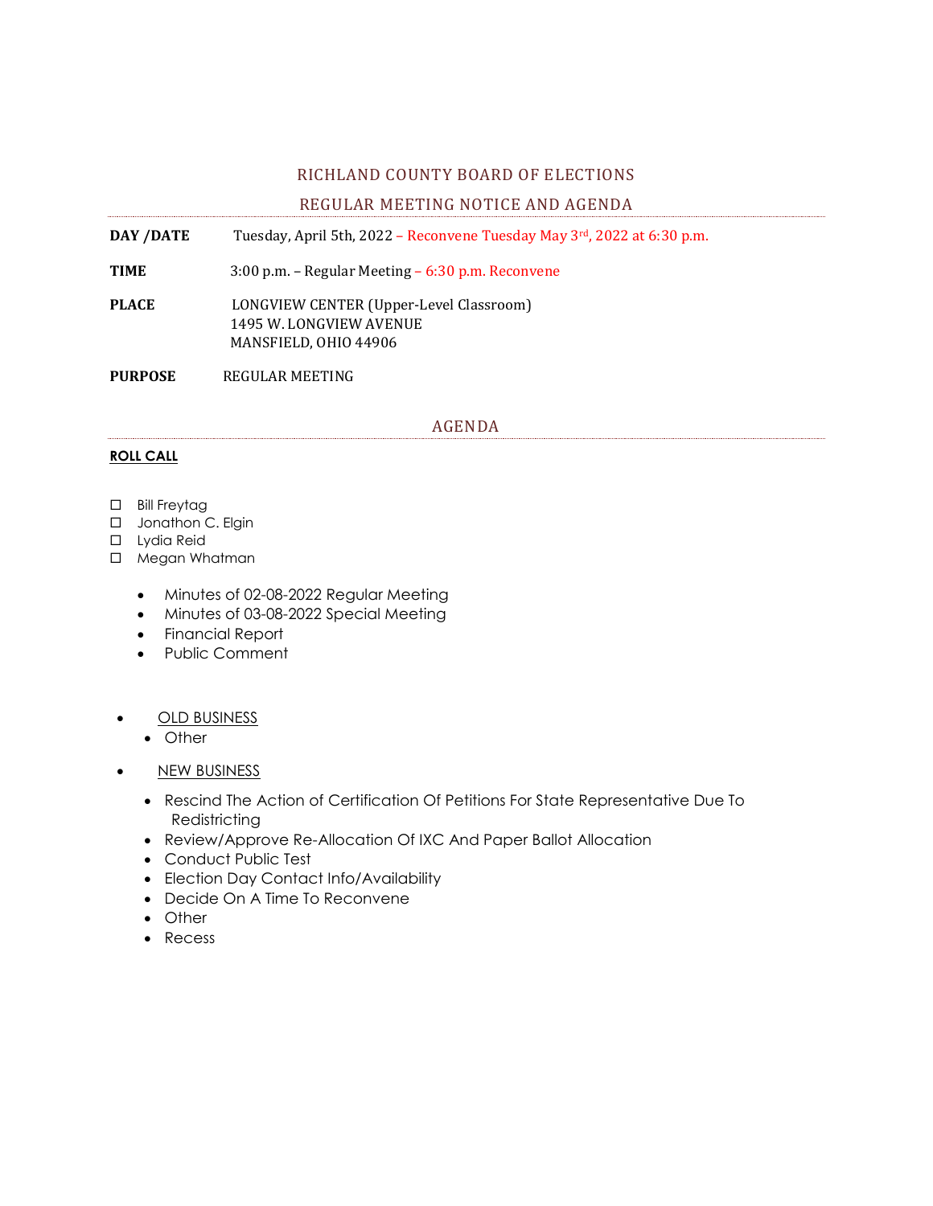## RICHLAND COUNTY BOARD OF ELECTIONS

## REGULAR MEETING NOTICE AND AGENDA

**DAY /DATE** Tuesday, April 5th, 2022 – Reconvene Tuesday May 3rd, 2022 at 6:30 p.m.

**TIME** 3:00 p.m. – Regular Meeting – 6:30 p.m. Reconvene

**PLACE** LONGVIEW CENTER (Upper-Level Classroom)
1495 W. LONGVIEW AVENUE
MANSFIELD, OHIO 44906

**PURPOSE** REGULAR MEETING

## AGENDA

**ROLL CALL**

- ☐ Bill Freytag
- ☐ Jonathon C. Elgin
- ☐ Lydia Reid
- ☐ Megan Whatman

- Minutes of 02-08-2022 Regular Meeting
- Minutes of 03-08-2022 Special Meeting
- Financial Report
- Public Comment

- OLD BUSINESS
  - Other
- NEW BUSINESS
  - Rescind The Action of Certification Of Petitions For State Representative Due To Redistricting
  - Review/Approve Re-Allocation Of IXC And Paper Ballot Allocation
  - Conduct Public Test
  - Election Day Contact Info/Availability
  - Decide On A Time To Reconvene
  - Other
  - Recess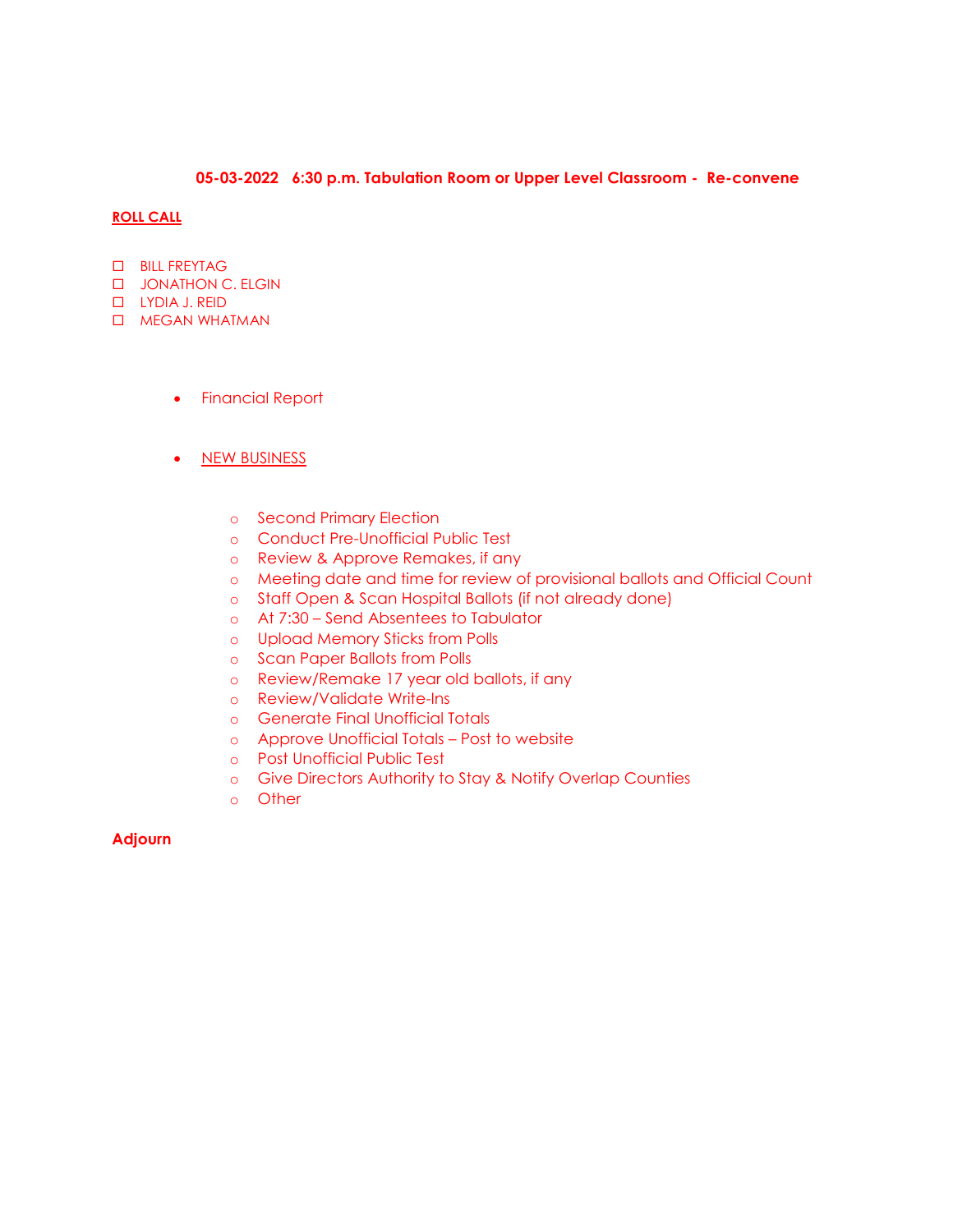**05-03-2022 6:30 p.m. Tabulation Room or Upper Level Classroom - Re-convene**

**ROLL CALL**

- ☐ BILL FREYTAG
- ☐ JONATHON C. ELGIN
- ☐ LYDIA J. REID
- ☐ MEGAN WHATMAN

- Financial Report

- NEW BUSINESS

  - Second Primary Election
  - Conduct Pre-Unofficial Public Test
  - Review & Approve Remakes, if any
  - Meeting date and time for review of provisional ballots and Official Count
  - Staff Open & Scan Hospital Ballots (if not already done)
  - At 7:30 – Send Absentees to Tabulator
  - Upload Memory Sticks from Polls
  - Scan Paper Ballots from Polls
  - Review/Remake 17 year old ballots, if any
  - Review/Validate Write-Ins
  - Generate Final Unofficial Totals
  - Approve Unofficial Totals – Post to website
  - Post Unofficial Public Test
  - Give Directors Authority to Stay & Notify Overlap Counties
  - Other

**Adjourn**